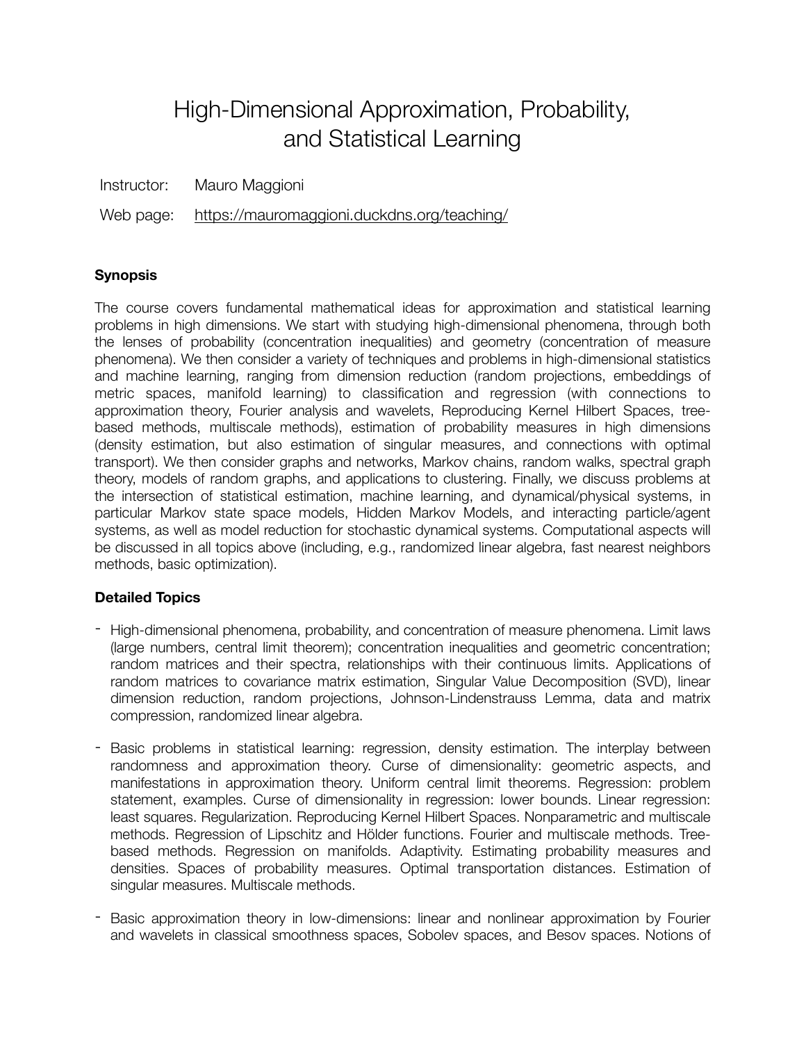# High-Dimensional Approximation, Probability, and Statistical Learning

Instructor: Mauro Maggioni

Web page: https://mauromaggioni.duckdns.org/teaching/

### Synopsis

The course covers fundamental mathematical ideas for approximation and statistical learning problems in high dimensions. We start with studying high-dimensional phenomena, through both the lenses of probability (concentration inequalities) and geometry (concentration of measure phenomena). We then consider a variety of techniques and problems in high-dimensional statistics and machine learning, ranging from dimension reduction (random projections, embeddings of metric spaces, manifold learning) to classification and regression (with connections to approximation theory, Fourier analysis and wavelets, Reproducing Kernel Hilbert Spaces, tree-based methods, multiscale methods), estimation of probability measures in high dimensions (density estimation, but also estimation of singular measures, and connections with optimal transport). We then consider graphs and networks, Markov chains, random walks, spectral graph theory, models of random graphs, and applications to clustering. Finally, we discuss problems at the intersection of statistical estimation, machine learning, and dynamical/physical systems, in particular Markov state space models, Hidden Markov Models, and interacting particle/agent systems, as well as model reduction for stochastic dynamical systems. Computational aspects will be discussed in all topics above (including, e.g., randomized linear algebra, fast nearest neighbors methods, basic optimization).

### Detailed Topics

- High-dimensional phenomena, probability, and concentration of measure phenomena. Limit laws (large numbers, central limit theorem); concentration inequalities and geometric concentration; random matrices and their spectra, relationships with their continuous limits. Applications of random matrices to covariance matrix estimation, Singular Value Decomposition (SVD), linear dimension reduction, random projections, Johnson-Lindenstrauss Lemma, data and matrix compression, randomized linear algebra.
- Basic problems in statistical learning: regression, density estimation. The interplay between randomness and approximation theory. Curse of dimensionality: geometric aspects, and manifestations in approximation theory. Uniform central limit theorems. Regression: problem statement, examples. Curse of dimensionality in regression: lower bounds. Linear regression: least squares. Regularization. Reproducing Kernel Hilbert Spaces. Nonparametric and multiscale methods. Regression of Lipschitz and Hölder functions. Fourier and multiscale methods. Tree-based methods. Regression on manifolds. Adaptivity. Estimating probability measures and densities. Spaces of probability measures. Optimal transportation distances. Estimation of singular measures. Multiscale methods.
- Basic approximation theory in low-dimensions: linear and nonlinear approximation by Fourier and wavelets in classical smoothness spaces, Sobolev spaces, and Besov spaces. Notions of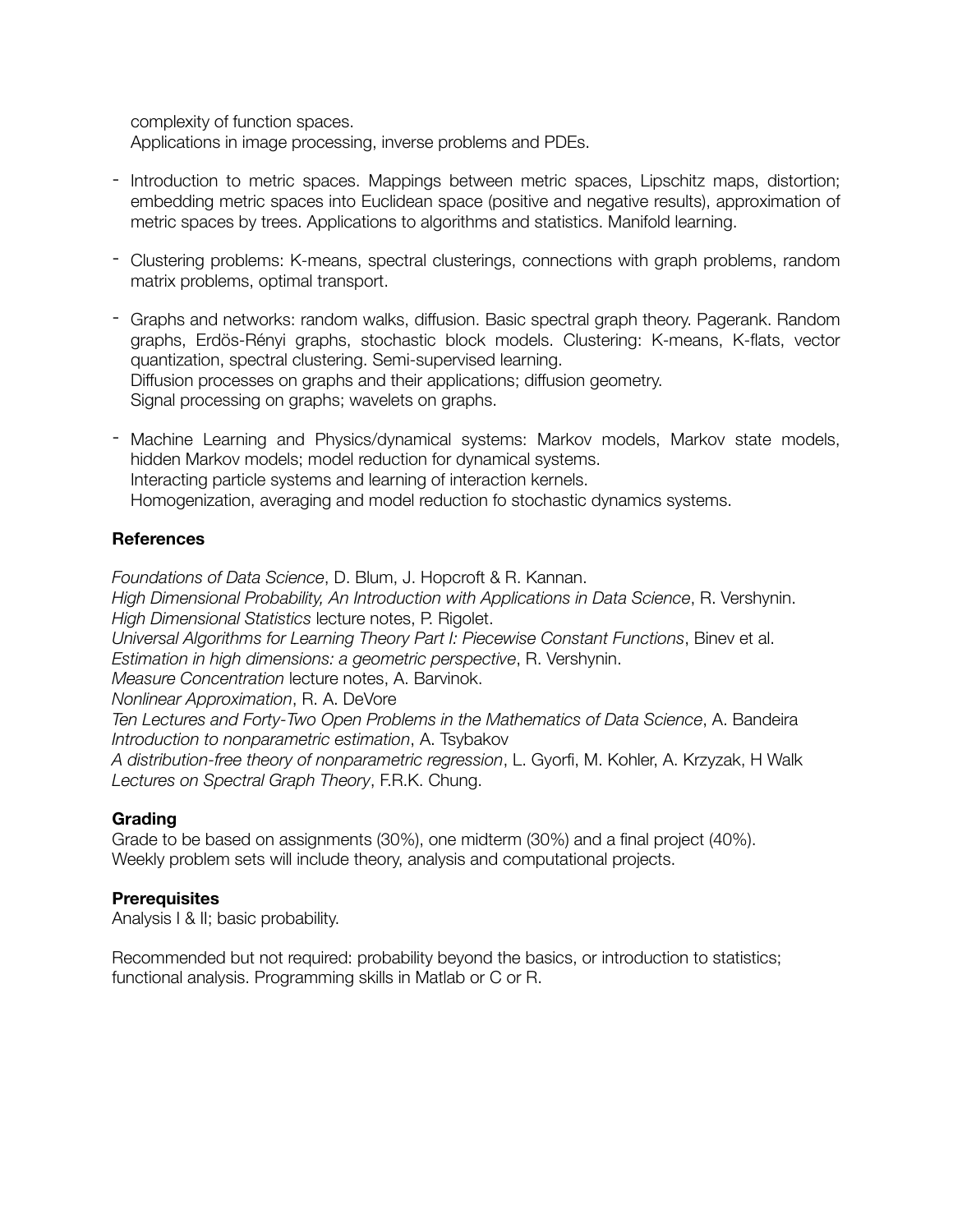complexity of function spaces.
Applications in image processing, inverse problems and PDEs.

- Introduction to metric spaces. Mappings between metric spaces, Lipschitz maps, distortion; embedding metric spaces into Euclidean space (positive and negative results), approximation of metric spaces by trees. Applications to algorithms and statistics. Manifold learning.

- Clustering problems: K-means, spectral clusterings, connections with graph problems, random matrix problems, optimal transport.

- Graphs and networks: random walks, diffusion. Basic spectral graph theory. Pagerank. Random graphs, Erdös-Rényi graphs, stochastic block models. Clustering: K-means, K-flats, vector quantization, spectral clustering. Semi-supervised learning.
  Diffusion processes on graphs and their applications; diffusion geometry.
  Signal processing on graphs; wavelets on graphs.

- Machine Learning and Physics/dynamical systems: Markov models, Markov state models, hidden Markov models; model reduction for dynamical systems.
  Interacting particle systems and learning of interaction kernels.
  Homogenization, averaging and model reduction fo stochastic dynamics systems.

**References**

*Foundations of Data Science*, D. Blum, J. Hopcroft & R. Kannan.
*High Dimensional Probability, An Introduction with Applications in Data Science*, R. Vershynin.
*High Dimensional Statistics* lecture notes, P. Rigolet.
*Universal Algorithms for Learning Theory Part I: Piecewise Constant Functions*, Binev et al.
*Estimation in high dimensions: a geometric perspective*, R. Vershynin.
*Measure Concentration* lecture notes, A. Barvinok.
*Nonlinear Approximation*, R. A. DeVore
*Ten Lectures and Forty-Two Open Problems in the Mathematics of Data Science*, A. Bandeira
*Introduction to nonparametric estimation*, A. Tsybakov
*A distribution-free theory of nonparametric regression*, L. Gyorfi, M. Kohler, A. Krzyzak, H Walk
*Lectures on Spectral Graph Theory*, F.R.K. Chung.

**Grading**

Grade to be based on assignments (30%), one midterm (30%) and a final project (40%).
Weekly problem sets will include theory, analysis and computational projects.

**Prerequisites**

Analysis I & II; basic probability.

Recommended but not required: probability beyond the basics, or introduction to statistics; functional analysis. Programming skills in Matlab or C or R.